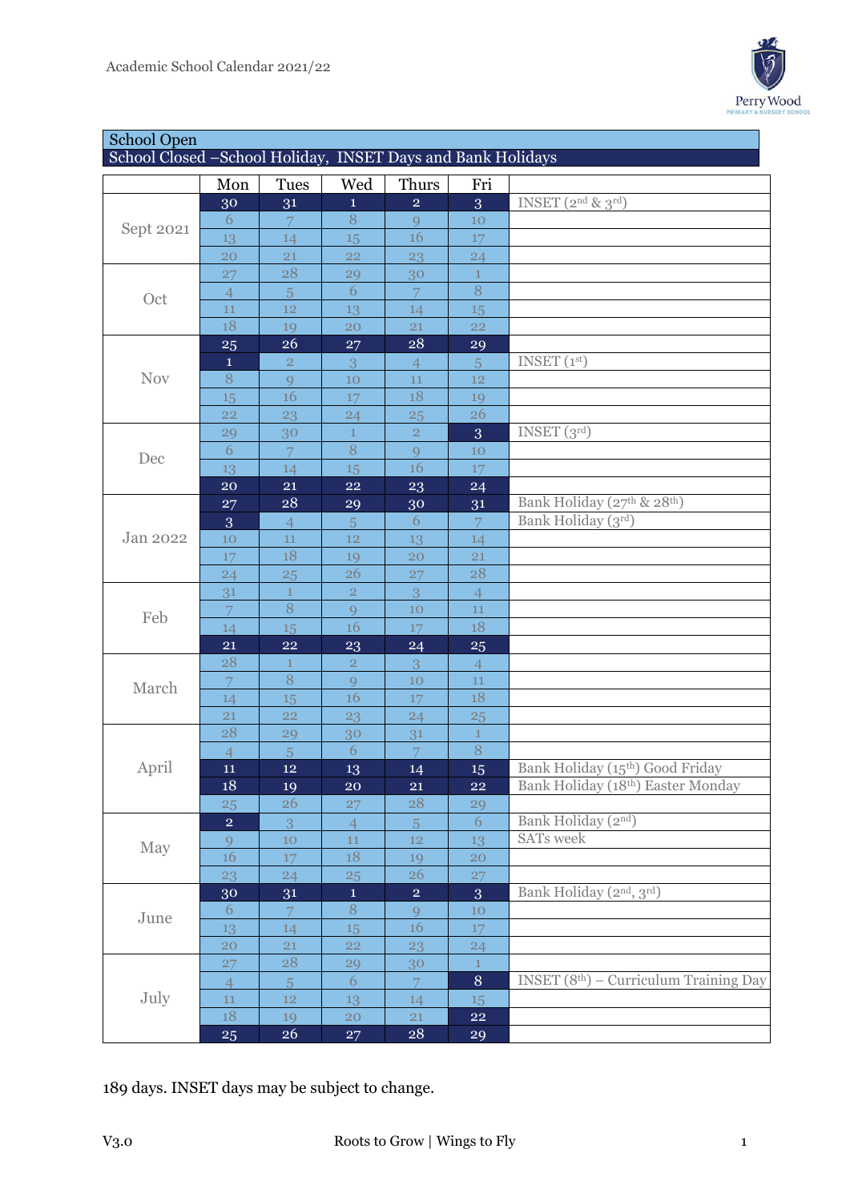Academic School Calendar 2021/22

Perry Wood
PRIMARY & NURSERY SCHOOL

School Open
School Closed –School Holiday, INSET Days and Bank Holidays

| | Mon | Tues | Wed | Thurs | Fri | |
|---|---|---|---|---|---|---|
| Sept 2021 | 30 | 31 | 1 | 2 | 3 | INSET (2nd & 3rd) |
| | 6 | 7 | 8 | 9 | 10 | |
| | 13 | 14 | 15 | 16 | 17 | |
| | 20 | 21 | 22 | 23 | 24 | |
| Oct | 27 | 28 | 29 | 30 | 1 | |
| | 4 | 5 | 6 | 7 | 8 | |
| | 11 | 12 | 13 | 14 | 15 | |
| | 18 | 19 | 20 | 21 | 22 | |
| Nov | 25 | 26 | 27 | 28 | 29 | |
| | 1 | 2 | 3 | 4 | 5 | INSET (1st) |
| | 8 | 9 | 10 | 11 | 12 | |
| | 15 | 16 | 17 | 18 | 19 | |
| | 22 | 23 | 24 | 25 | 26 | |
| Dec | 29 | 30 | 1 | 2 | 3 | INSET (3rd) |
| | 6 | 7 | 8 | 9 | 10 | |
| | 13 | 14 | 15 | 16 | 17 | |
| | 20 | 21 | 22 | 23 | 24 | |
| Jan 2022 | 27 | 28 | 29 | 30 | 31 | Bank Holiday (27th & 28th) |
| | 3 | 4 | 5 | 6 | 7 | Bank Holiday (3rd) |
| | 10 | 11 | 12 | 13 | 14 | |
| | 17 | 18 | 19 | 20 | 21 | |
| | 24 | 25 | 26 | 27 | 28 | |
| Feb | 31 | 1 | 2 | 3 | 4 | |
| | 7 | 8 | 9 | 10 | 11 | |
| | 14 | 15 | 16 | 17 | 18 | |
| | 21 | 22 | 23 | 24 | 25 | |
| March | 28 | 1 | 2 | 3 | 4 | |
| | 7 | 8 | 9 | 10 | 11 | |
| | 14 | 15 | 16 | 17 | 18 | |
| | 21 | 22 | 23 | 24 | 25 | |
| April | 28 | 29 | 30 | 31 | 1 | |
| | 4 | 5 | 6 | 7 | 8 | |
| | 11 | 12 | 13 | 14 | 15 | Bank Holiday (15th) Good Friday |
| | 18 | 19 | 20 | 21 | 22 | Bank Holiday (18th) Easter Monday |
| | 25 | 26 | 27 | 28 | 29 | |
| May | 2 | 3 | 4 | 5 | 6 | Bank Holiday (2nd) |
| | 9 | 10 | 11 | 12 | 13 | SATs week |
| | 16 | 17 | 18 | 19 | 20 | |
| | 23 | 24 | 25 | 26 | 27 | |
| June | 30 | 31 | 1 | 2 | 3 | Bank Holiday (2nd, 3rd) |
| | 6 | 7 | 8 | 9 | 10 | |
| | 13 | 14 | 15 | 16 | 17 | |
| | 20 | 21 | 22 | 23 | 24 | |
| July | 27 | 28 | 29 | 30 | 1 | |
| | 4 | 5 | 6 | 7 | 8 | INSET (8th) – Curriculum Training Day |
| | 11 | 12 | 13 | 14 | 15 | |
| | 18 | 19 | 20 | 21 | 22 | |
| | 25 | 26 | 27 | 28 | 29 | |

189 days. INSET days may be subject to change.

V3.0 Roots to Grow | Wings to Fly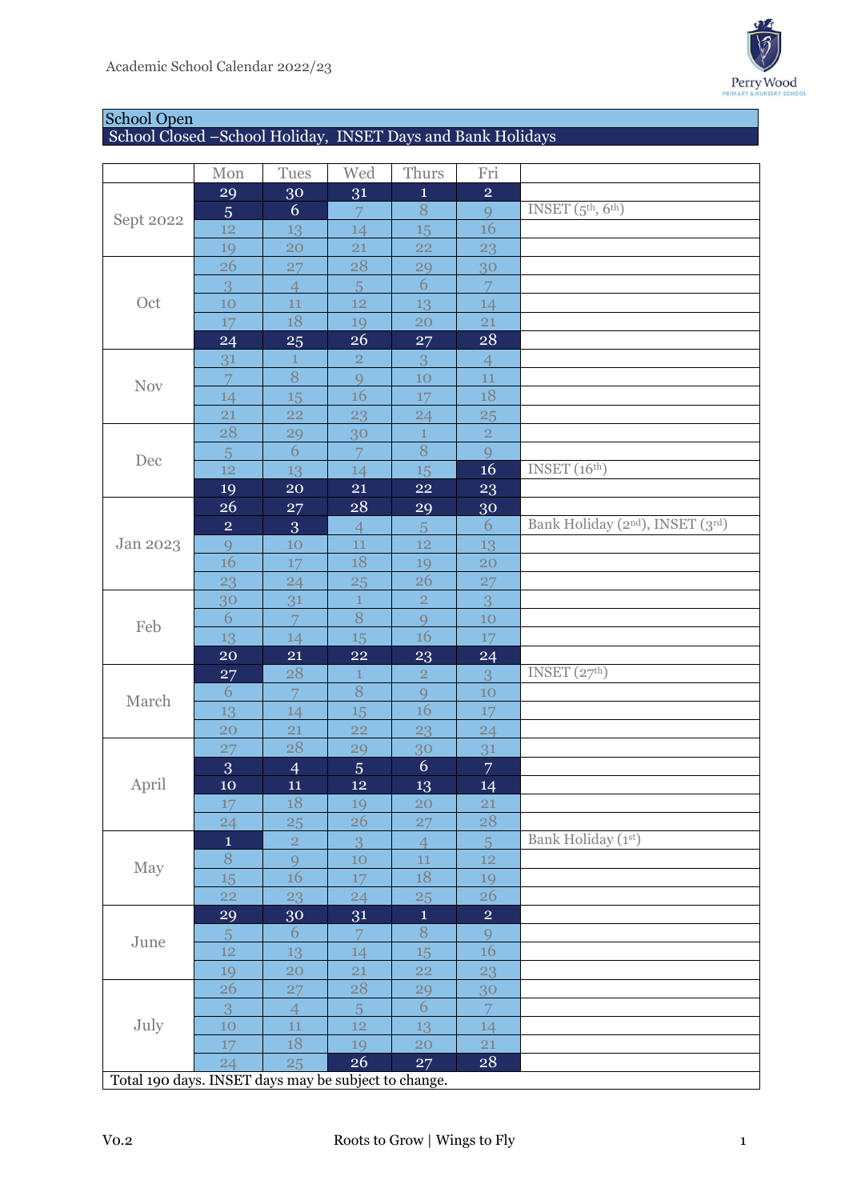Academic School Calendar 2022/23

Perry Wood PRIMARY & NURSERY SCHOOL

School Open

School Closed –School Holiday, INSET Days and Bank Holidays

| | Mon | Tues | Wed | Thurs | Fri | |
|---|---|---|---|---|---|---|
| Sept 2022 | 29 | 30 | 31 | 1 | 2 | |
| | 5 | 6 | 7 | 8 | 9 | INSET (5th, 6th) |
| | 12 | 13 | 14 | 15 | 16 | |
| | 19 | 20 | 21 | 22 | 23 | |
| Oct | 26 | 27 | 28 | 29 | 30 | |
| | 3 | 4 | 5 | 6 | 7 | |
| | 10 | 11 | 12 | 13 | 14 | |
| | 17 | 18 | 19 | 20 | 21 | |
| | 24 | 25 | 26 | 27 | 28 | |
| Nov | 31 | 1 | 2 | 3 | 4 | |
| | 7 | 8 | 9 | 10 | 11 | |
| | 14 | 15 | 16 | 17 | 18 | |
| | 21 | 22 | 23 | 24 | 25 | |
| Dec | 28 | 29 | 30 | 1 | 2 | |
| | 5 | 6 | 7 | 8 | 9 | |
| | 12 | 13 | 14 | 15 | 16 | INSET (16th) |
| | 19 | 20 | 21 | 22 | 23 | |
| Jan 2023 | 26 | 27 | 28 | 29 | 30 | |
| | 2 | 3 | 4 | 5 | 6 | Bank Holiday (2nd), INSET (3rd) |
| | 9 | 10 | 11 | 12 | 13 | |
| | 16 | 17 | 18 | 19 | 20 | |
| | 23 | 24 | 25 | 26 | 27 | |
| Feb | 30 | 31 | 1 | 2 | 3 | |
| | 6 | 7 | 8 | 9 | 10 | |
| | 13 | 14 | 15 | 16 | 17 | |
| | 20 | 21 | 22 | 23 | 24 | |
| March | 27 | 28 | 1 | 2 | 3 | INSET (27th) |
| | 6 | 7 | 8 | 9 | 10 | |
| | 13 | 14 | 15 | 16 | 17 | |
| | 20 | 21 | 22 | 23 | 24 | |
| April | 27 | 28 | 29 | 30 | 31 | |
| | 3 | 4 | 5 | 6 | 7 | |
| | 10 | 11 | 12 | 13 | 14 | |
| | 17 | 18 | 19 | 20 | 21 | |
| | 24 | 25 | 26 | 27 | 28 | |
| May | 1 | 2 | 3 | 4 | 5 | Bank Holiday (1st) |
| | 8 | 9 | 10 | 11 | 12 | |
| | 15 | 16 | 17 | 18 | 19 | |
| | 22 | 23 | 24 | 25 | 26 | |
| June | 29 | 30 | 31 | 1 | 2 | |
| | 5 | 6 | 7 | 8 | 9 | |
| | 12 | 13 | 14 | 15 | 16 | |
| | 19 | 20 | 21 | 22 | 23 | |
| July | 26 | 27 | 28 | 29 | 30 | |
| | 3 | 4 | 5 | 6 | 7 | |
| | 10 | 11 | 12 | 13 | 14 | |
| | 17 | 18 | 19 | 20 | 21 | |
| | 24 | 25 | 26 | 27 | 28 | |

Total 190 days. INSET days may be subject to change.

V0.2 Roots to Grow | Wings to Fly